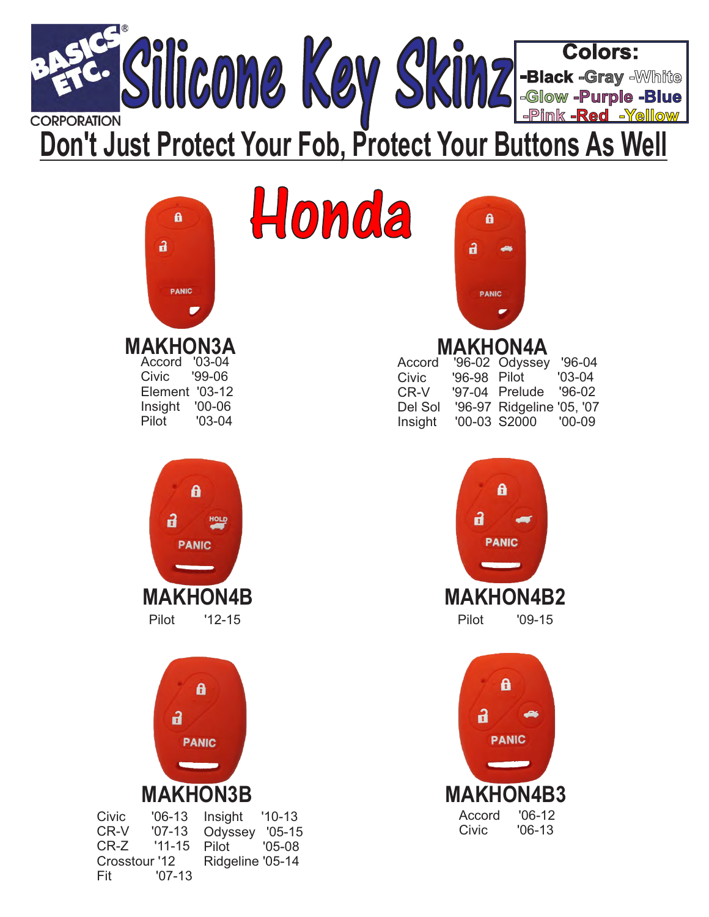# BASICS ETC. CORPORATION — Silicone Key Skinz

**Colors:** -Black -Gray -White -Glow -Purple -Blue -Pink -Red -Yellow

## Don't Just Protect Your Fob, Protect Your Buttons As Well

# Honda

### MAKHON3A

| Model | Years |
|---|---|
| Accord | '03-04 |
| Civic | '99-06 |
| Element | '03-12 |
| Insight | '00-06 |
| Pilot | '03-04 |

### MAKHON4A

| Model | Years | Model | Years |
|---|---|---|---|
| Accord | '96-02 | Odyssey | '96-04 |
| Civic | '96-98 | Pilot | '03-04 |
| CR-V | '97-04 | Prelude | '96-02 |
| Del Sol | '96-97 | Ridgeline | '05, '07 |
| Insight | '00-03 | S2000 | '00-09 |

### MAKHON4B

| Model | Years |
|---|---|
| Pilot | '12-15 |

### MAKHON4B2

| Model | Years |
|---|---|
| Pilot | '09-15 |

### MAKHON3B

| Model | Years | Model | Years |
|---|---|---|---|
| Civic | '06-13 | Insight | '10-13 |
| CR-V | '07-13 | Odyssey | '05-15 |
| CR-Z | '11-15 | Pilot | '05-08 |
| Crosstour | '12 | Ridgeline | '05-14 |
| Fit | '07-13 | | |

### MAKHON4B3

| Model | Years |
|---|---|
| Accord | '06-12 |
| Civic | '06-13 |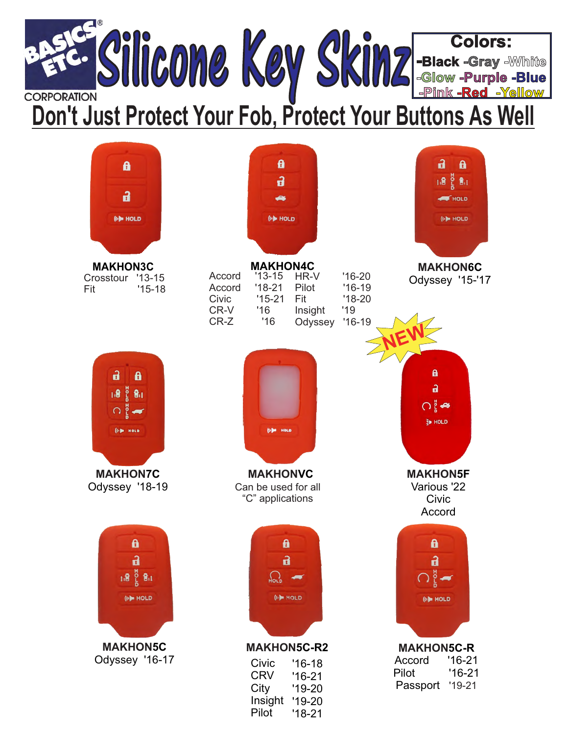# BASICS ETC.® CORPORATION Silicone Key Skinz

**Colors:**
-Black -Gray -White
-Glow -Purple -Blue
-Pink -Red -Yellow

## Don't Just Protect Your Fob, Protect Your Buttons As Well

**MAKHON3C**

| | |
|---|---|
| Crosstour | '13-15 |
| Fit | '15-18 |

**MAKHON4C**

| | | | |
|---|---|---|---|
| Accord | '13-15 | HR-V | '16-20 |
| Accord | '18-21 | Pilot | '16-19 |
| Civic | '15-21 | Fit | '18-20 |
| CR-V | '16 | Insight | '19 |
| CR-Z | '16 | Odyssey | '16-19 |

**MAKHON6C**
Odyssey '15-'17

**MAKHON7C**
Odyssey '18-19

**MAKHONVC**
Can be used for all "C" applications

NEW

**MAKHON5F**
Various '22
Civic
Accord

**MAKHON5C**
Odyssey '16-17

**MAKHON5C-R2**

| | |
|---|---|
| Civic | '16-18 |
| CRV | '16-21 |
| City | '19-20 |
| Insight | '19-20 |
| Pilot | '18-21 |

**MAKHON5C-R**

| | |
|---|---|
| Accord | '16-21 |
| Pilot | '16-21 |
| Passport | '19-21 |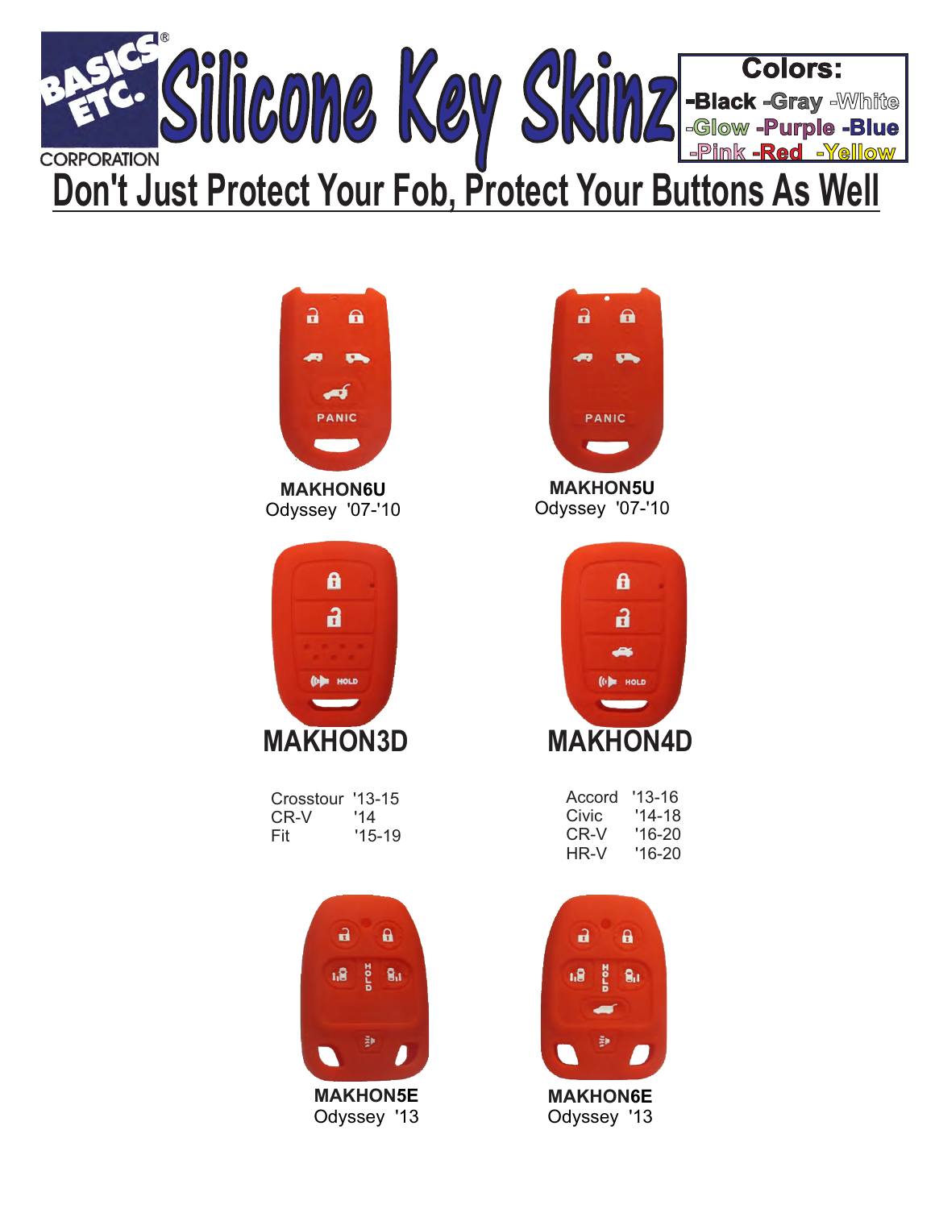BASICS ETC.® CORPORATION

# Silicone Key Skinz

**Colors:**
-Black -Gray -White
-Glow -Purple -Blue
-Pink -Red -Yellow

## Don't Just Protect Your Fob, Protect Your Buttons As Well

**MAKHON6U**
Odyssey '07-'10

**MAKHON5U**
Odyssey '07-'10

## MAKHON3D

Crosstour '13-15
CR-V '14
Fit '15-19

## MAKHON4D

Accord '13-16
Civic '14-18
CR-V '16-20
HR-V '16-20

**MAKHON5E**
Odyssey '13

**MAKHON6E**
Odyssey '13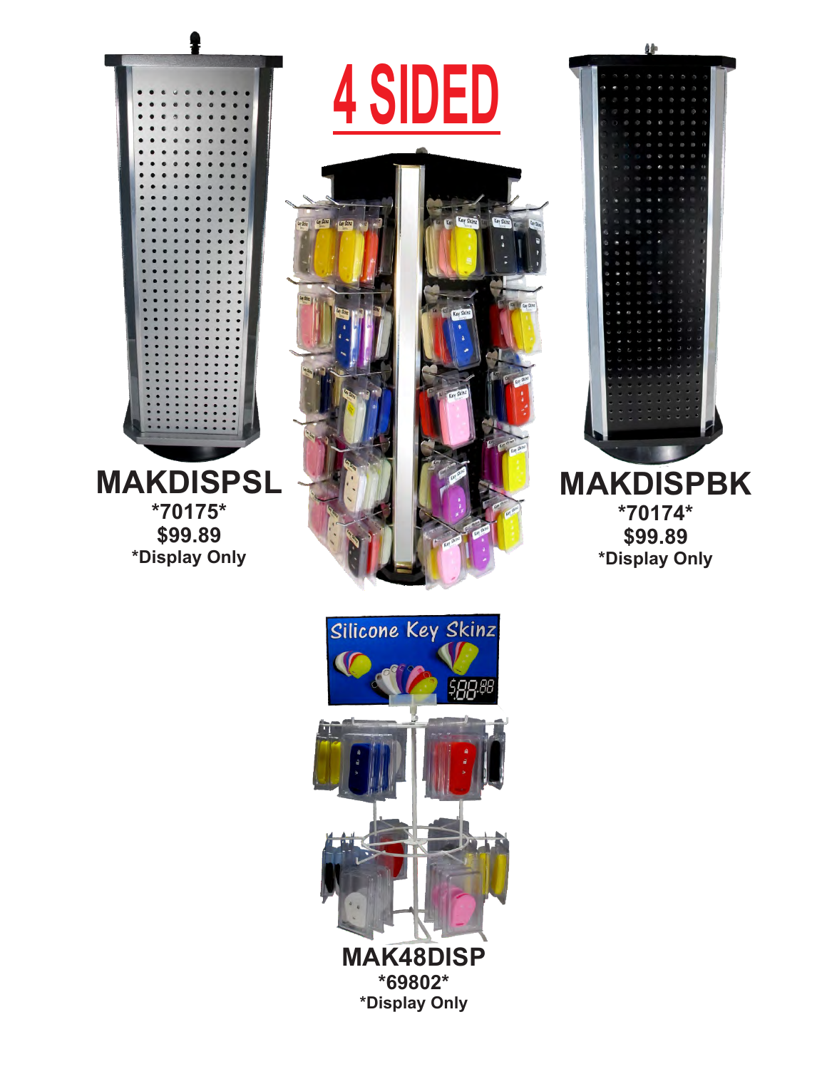# 4 SIDED

**MAKDISPSL**
***70175***
**$99.89**
***Display Only**

**MAKDISPBK**
***70174***
**$99.89**
***Display Only**

**MAK48DISP**
***69802***
***Display Only**